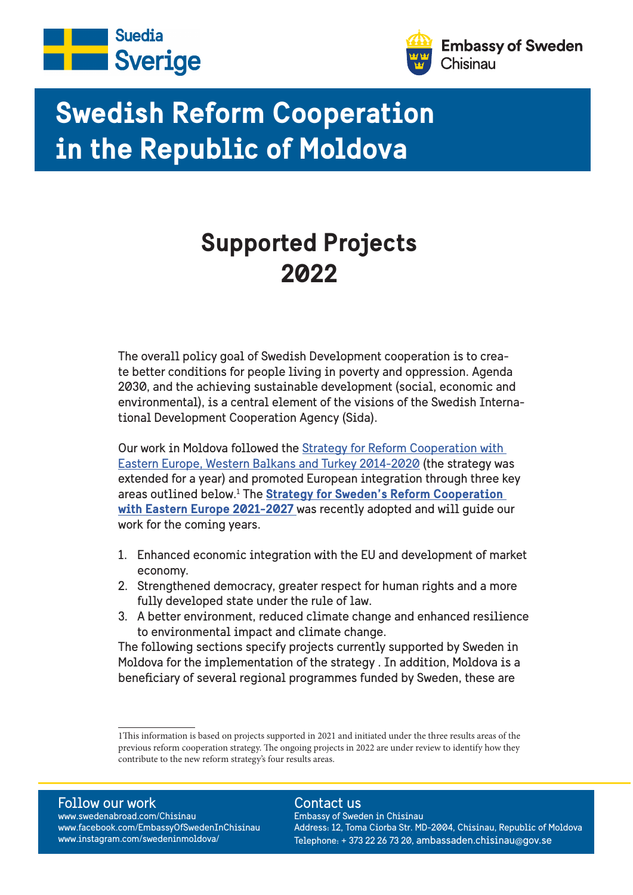Suedia Sverige

Embassy of Sweden Chisinau

# Swedish Reform Cooperation in the Republic of Moldova

## Supported Projects 2022

The overall policy goal of Swedish Development cooperation is to create better conditions for people living in poverty and oppression. Agenda 2030, and the achieving sustainable development (social, economic and environmental), is a central element of the visions of the Swedish International Development Cooperation Agency (Sida).

Our work in Moldova followed the Strategy for Reform Cooperation with Eastern Europe, Western Balkans and Turkey 2014-2020 (the strategy was extended for a year) and promoted European integration through three key areas outlined below.[1] The **Strategy for Sweden's Reform Cooperation with Eastern Europe 2021-2027** was recently adopted and will guide our work for the coming years.

1. Enhanced economic integration with the EU and development of market economy.
2. Strengthened democracy, greater respect for human rights and a more fully developed state under the rule of law.
3. A better environment, reduced climate change and enhanced resilience to environmental impact and climate change.

The following sections specify projects currently supported by Sweden in Moldova for the implementation of the strategy . In addition, Moldova is a beneficiary of several regional programmes funded by Sweden, these are

[1] This information is based on projects supported in 2021 and initiated under the three results areas of the previous reform cooperation strategy. The ongoing projects in 2022 are under review to identify how they contribute to the new reform strategy's four results areas.

**Follow our work**
www.swedenabroad.com/Chisinau
www.facebook.com/EmbassyOfSwedenInChisinau
www.instagram.com/swedeninmoldova/

**Contact us**
Embassy of Sweden in Chisinau
Address: 12, Toma Ciorba Str. MD-2004, Chisinau, Republic of Moldova
Telephone: + 373 22 26 73 20, ambassaden.chisinau@gov.se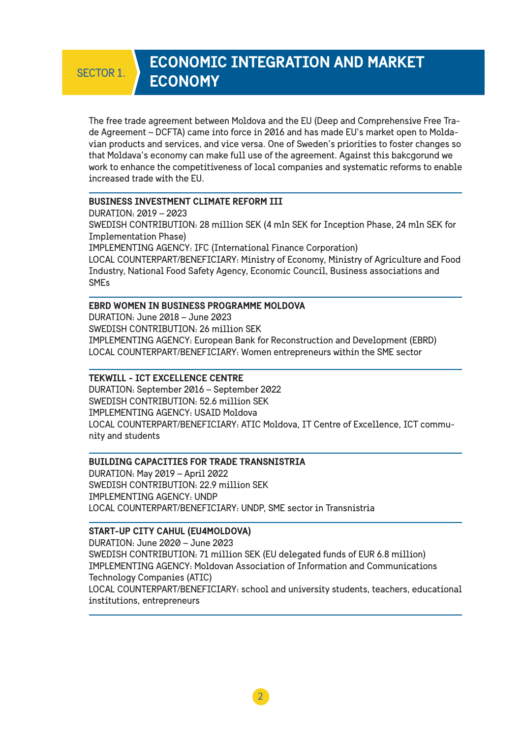## SECTOR 1. ECONOMIC INTEGRATION AND MARKET ECONOMY

The free trade agreement between Moldova and the EU (Deep and Comprehensive Free Trade Agreement – DCFTA) came into force in 2016 and has made EU's market open to Moldavian products and services, and vice versa. One of Sweden's priorities to foster changes so that Moldava's economy can make full use of the agreement. Against this bakcgorund we work to enhance the competitiveness of local companies and systematic reforms to enable increased trade with the EU.

---

**BUSINESS INVESTMENT CLIMATE REFORM III**
DURATION: 2019 – 2023
SWEDISH CONTRIBUTION: 28 million SEK (4 mln SEK for Inception Phase, 24 mln SEK for Implementation Phase)
IMPLEMENTING AGENCY: IFC (International Finance Corporation)
LOCAL COUNTERPART/BENEFICIARY: Ministry of Economy, Ministry of Agriculture and Food Industry, National Food Safety Agency, Economic Council, Business associations and SMEs

---

**EBRD WOMEN IN BUSINESS PROGRAMME MOLDOVA**
DURATION: June 2018 – June 2023
SWEDISH CONTRIBUTION: 26 million SEK
IMPLEMENTING AGENCY: European Bank for Reconstruction and Development (EBRD)
LOCAL COUNTERPART/BENEFICIARY: Women entrepreneurs within the SME sector

---

**TEKWILL - ICT EXCELLENCE CENTRE**
DURATION: September 2016 – September 2022
SWEDISH CONTRIBUTION: 52.6 million SEK
IMPLEMENTING AGENCY: USAID Moldova
LOCAL COUNTERPART/BENEFICIARY: ATIC Moldova, IT Centre of Excellence, ICT community and students

---

**BUILDING CAPACITIES FOR TRADE TRANSNISTRIA**
DURATION: May 2019 – April 2022
SWEDISH CONTRIBUTION: 22.9 million SEK
IMPLEMENTING AGENCY: UNDP
LOCAL COUNTERPART/BENEFICIARY: UNDP, SME sector in Transnistria

---

**START-UP CITY CAHUL (EU4MOLDOVA)**
DURATION: June 2020 – June 2023
SWEDISH CONTRIBUTION: 71 million SEK (EU delegated funds of EUR 6.8 million)
IMPLEMENTING AGENCY: Moldovan Association of Information and Communications Technology Companies (ATIC)
LOCAL COUNTERPART/BENEFICIARY: school and university students, teachers, educational institutions, entrepreneurs

---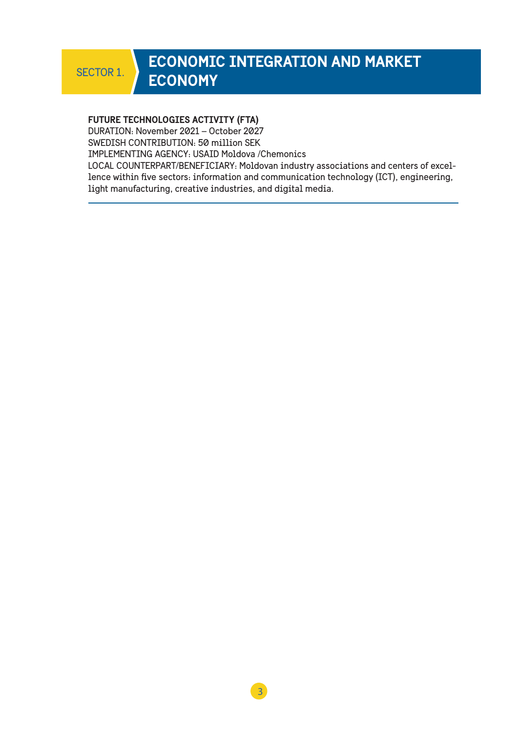# SECTOR 1. ECONOMIC INTEGRATION AND MARKET ECONOMY

**FUTURE TECHNOLOGIES ACTIVITY (FTA)**
DURATION: November 2021 – October 2027
SWEDISH CONTRIBUTION: 50 million SEK
IMPLEMENTING AGENCY: USAID Moldova /Chemonics
LOCAL COUNTERPART/BENEFICIARY: Moldovan industry associations and centers of excellence within five sectors: information and communication technology (ICT), engineering, light manufacturing, creative industries, and digital media.

---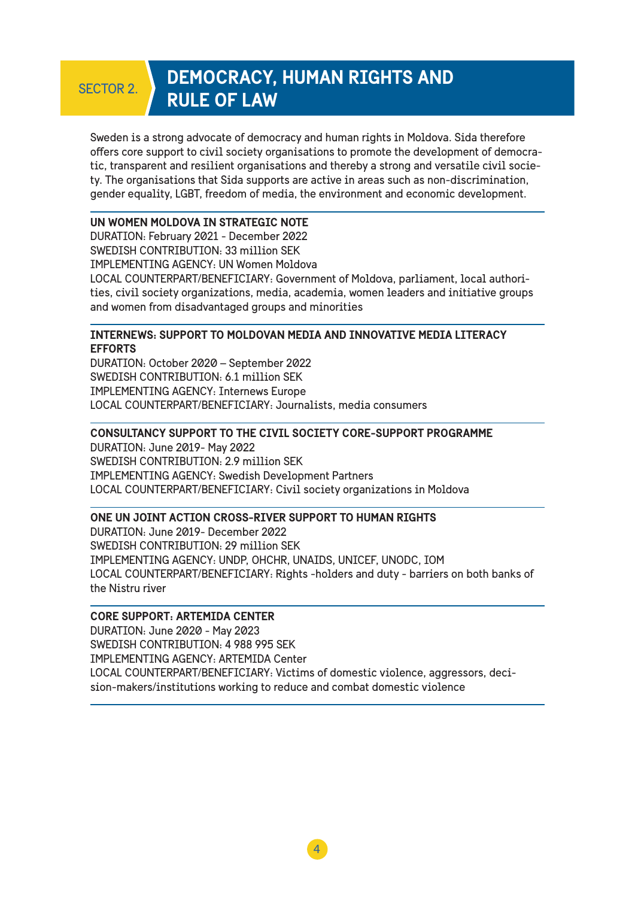## SECTOR 2. DEMOCRACY, HUMAN RIGHTS AND RULE OF LAW

Sweden is a strong advocate of democracy and human rights in Moldova. Sida therefore offers core support to civil society organisations to promote the development of democratic, transparent and resilient organisations and thereby a strong and versatile civil society. The organisations that Sida supports are active in areas such as non-discrimination, gender equality, LGBT, freedom of media, the environment and economic development.

---

**UN WOMEN MOLDOVA IN STRATEGIC NOTE**
DURATION: February 2021 - December 2022
SWEDISH CONTRIBUTION: 33 million SEK
IMPLEMENTING AGENCY: UN Women Moldova
LOCAL COUNTERPART/BENEFICIARY: Government of Moldova, parliament, local authorities, civil society organizations, media, academia, women leaders and initiative groups and women from disadvantaged groups and minorities

---

**INTERNEWS: SUPPORT TO MOLDOVAN MEDIA AND INNOVATIVE MEDIA LITERACY EFFORTS**
DURATION: October 2020 – September 2022
SWEDISH CONTRIBUTION: 6.1 million SEK
IMPLEMENTING AGENCY: Internews Europe
LOCAL COUNTERPART/BENEFICIARY: Journalists, media consumers

---

**CONSULTANCY SUPPORT TO THE CIVIL SOCIETY CORE-SUPPORT PROGRAMME**
DURATION: June 2019- May 2022
SWEDISH CONTRIBUTION: 2.9 million SEK
IMPLEMENTING AGENCY: Swedish Development Partners
LOCAL COUNTERPART/BENEFICIARY: Civil society organizations in Moldova

---

**ONE UN JOINT ACTION CROSS-RIVER SUPPORT TO HUMAN RIGHTS**
DURATION: June 2019- December 2022
SWEDISH CONTRIBUTION: 29 million SEK
IMPLEMENTING AGENCY: UNDP, OHCHR, UNAIDS, UNICEF, UNODC, IOM
LOCAL COUNTERPART/BENEFICIARY: Rights -holders and duty - barriers on both banks of the Nistru river

---

**CORE SUPPORT: ARTEMIDA CENTER**
DURATION: June 2020 - May 2023
SWEDISH CONTRIBUTION: 4 988 995 SEK
IMPLEMENTING AGENCY: ARTEMIDA Center
LOCAL COUNTERPART/BENEFICIARY: Victims of domestic violence, aggressors, decision-makers/institutions working to reduce and combat domestic violence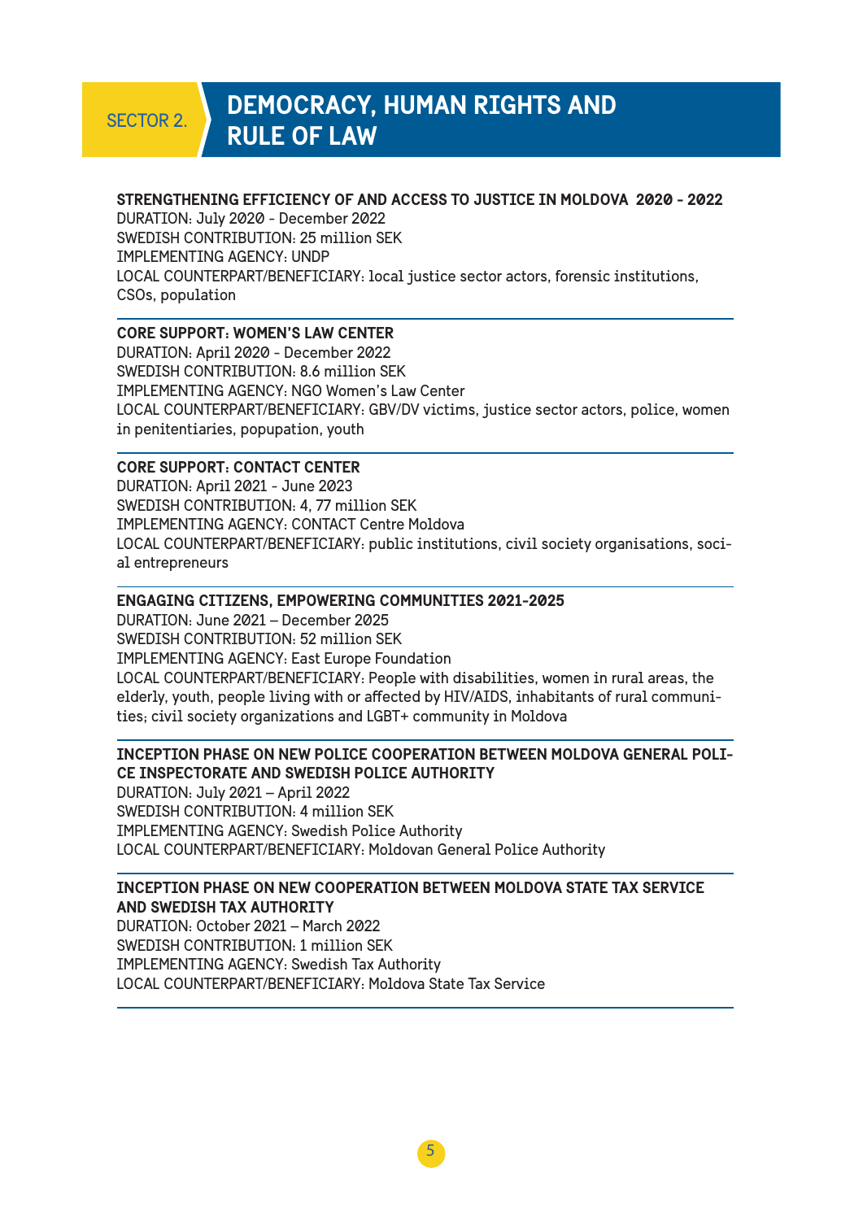## SECTOR 2. DEMOCRACY, HUMAN RIGHTS AND RULE OF LAW

**STRENGTHENING EFFICIENCY OF AND ACCESS TO JUSTICE IN MOLDOVA 2020 - 2022**
DURATION: July 2020 - December 2022
SWEDISH CONTRIBUTION: 25 million SEK
IMPLEMENTING AGENCY: UNDP
LOCAL COUNTERPART/BENEFICIARY: local justice sector actors, forensic institutions, CSOs, population

---

**CORE SUPPORT: WOMEN'S LAW CENTER**
DURATION: April 2020 - December 2022
SWEDISH CONTRIBUTION: 8.6 million SEK
IMPLEMENTING AGENCY: NGO Women's Law Center
LOCAL COUNTERPART/BENEFICIARY: GBV/DV victims, justice sector actors, police, women in penitentiaries, popupation, youth

---

**CORE SUPPORT: CONTACT CENTER**
DURATION: April 2021 - June 2023
SWEDISH CONTRIBUTION: 4, 77 million SEK
IMPLEMENTING AGENCY: CONTACT Centre Moldova
LOCAL COUNTERPART/BENEFICIARY: public institutions, civil society organisations, social entrepreneurs

---

**ENGAGING CITIZENS, EMPOWERING COMMUNITIES 2021-2025**
DURATION: June 2021 – December 2025
SWEDISH CONTRIBUTION: 52 million SEK
IMPLEMENTING AGENCY: East Europe Foundation
LOCAL COUNTERPART/BENEFICIARY: People with disabilities, women in rural areas, the elderly, youth, people living with or affected by HIV/AIDS, inhabitants of rural communities; civil society organizations and LGBT+ community in Moldova

---

**INCEPTION PHASE ON NEW POLICE COOPERATION BETWEEN MOLDOVA GENERAL POLICE INSPECTORATE AND SWEDISH POLICE AUTHORITY**
DURATION: July 2021 – April 2022
SWEDISH CONTRIBUTION: 4 million SEK
IMPLEMENTING AGENCY: Swedish Police Authority
LOCAL COUNTERPART/BENEFICIARY: Moldovan General Police Authority

---

**INCEPTION PHASE ON NEW COOPERATION BETWEEN MOLDOVA STATE TAX SERVICE AND SWEDISH TAX AUTHORITY**
DURATION: October 2021 – March 2022
SWEDISH CONTRIBUTION: 1 million SEK
IMPLEMENTING AGENCY: Swedish Tax Authority
LOCAL COUNTERPART/BENEFICIARY: Moldova State Tax Service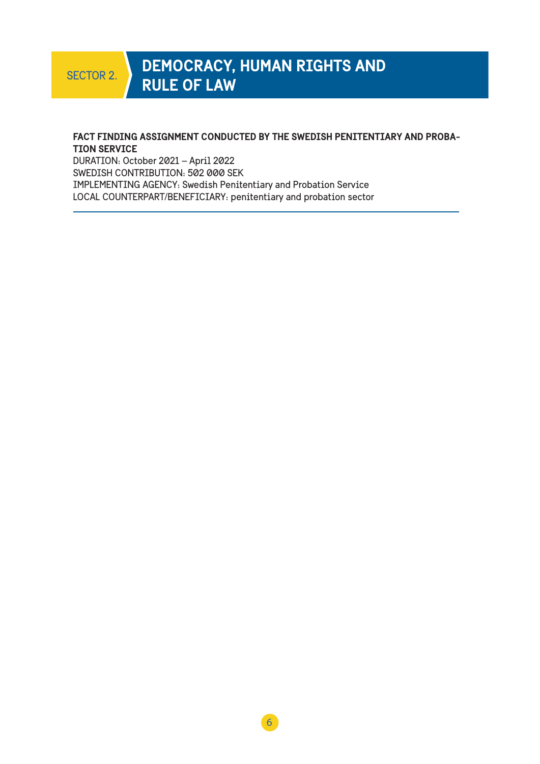# SECTOR 2. DEMOCRACY, HUMAN RIGHTS AND RULE OF LAW

**FACT FINDING ASSIGNMENT CONDUCTED BY THE SWEDISH PENITENTIARY AND PROBATION SERVICE**

DURATION: October 2021 – April 2022
SWEDISH CONTRIBUTION: 502 000 SEK
IMPLEMENTING AGENCY: Swedish Penitentiary and Probation Service
LOCAL COUNTERPART/BENEFICIARY: penitentiary and probation sector

---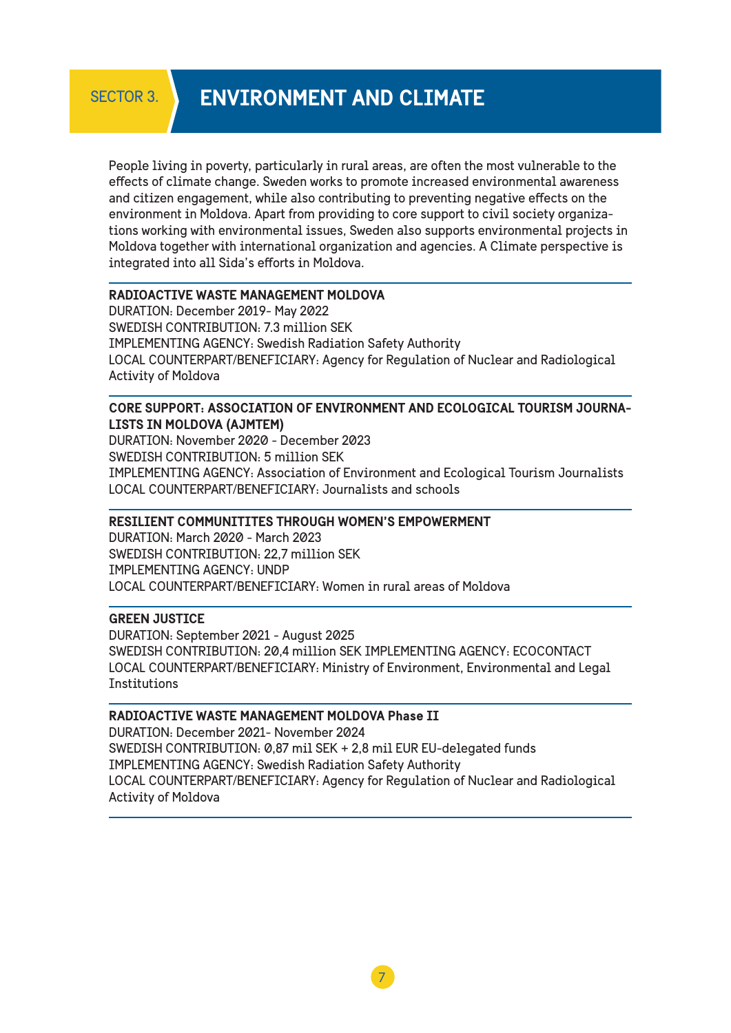# SECTOR 3. ENVIRONMENT AND CLIMATE

People living in poverty, particularly in rural areas, are often the most vulnerable to the effects of climate change. Sweden works to promote increased environmental awareness and citizen engagement, while also contributing to preventing negative effects on the environment in Moldova. Apart from providing to core support to civil society organizations working with environmental issues, Sweden also supports environmental projects in Moldova together with international organization and agencies. A Climate perspective is integrated into all Sida's efforts in Moldova.

---

**RADIOACTIVE WASTE MANAGEMENT MOLDOVA**
DURATION: December 2019- May 2022
SWEDISH CONTRIBUTION: 7.3 million SEK
IMPLEMENTING AGENCY: Swedish Radiation Safety Authority
LOCAL COUNTERPART/BENEFICIARY: Agency for Regulation of Nuclear and Radiological Activity of Moldova

---

**CORE SUPPORT: ASSOCIATION OF ENVIRONMENT AND ECOLOGICAL TOURISM JOURNALISTS IN MOLDOVA (AJMTEM)**
DURATION: November 2020 - December 2023
SWEDISH CONTRIBUTION: 5 million SEK
IMPLEMENTING AGENCY: Association of Environment and Ecological Tourism Journalists
LOCAL COUNTERPART/BENEFICIARY: Journalists and schools

---

**RESILIENT COMMUNITITES THROUGH WOMEN'S EMPOWERMENT**
DURATION: March 2020 - March 2023
SWEDISH CONTRIBUTION: 22,7 million SEK
IMPLEMENTING AGENCY: UNDP
LOCAL COUNTERPART/BENEFICIARY: Women in rural areas of Moldova

---

**GREEN JUSTICE**
DURATION: September 2021 - August 2025
SWEDISH CONTRIBUTION: 20,4 million SEK IMPLEMENTING AGENCY: ECOCONTACT
LOCAL COUNTERPART/BENEFICIARY: Ministry of Environment, Environmental and Legal Institutions

---

**RADIOACTIVE WASTE MANAGEMENT MOLDOVA Phase II**
DURATION: December 2021- November 2024
SWEDISH CONTRIBUTION: 0,87 mil SEK + 2,8 mil EUR EU-delegated funds
IMPLEMENTING AGENCY: Swedish Radiation Safety Authority
LOCAL COUNTERPART/BENEFICIARY: Agency for Regulation of Nuclear and Radiological Activity of Moldova

---